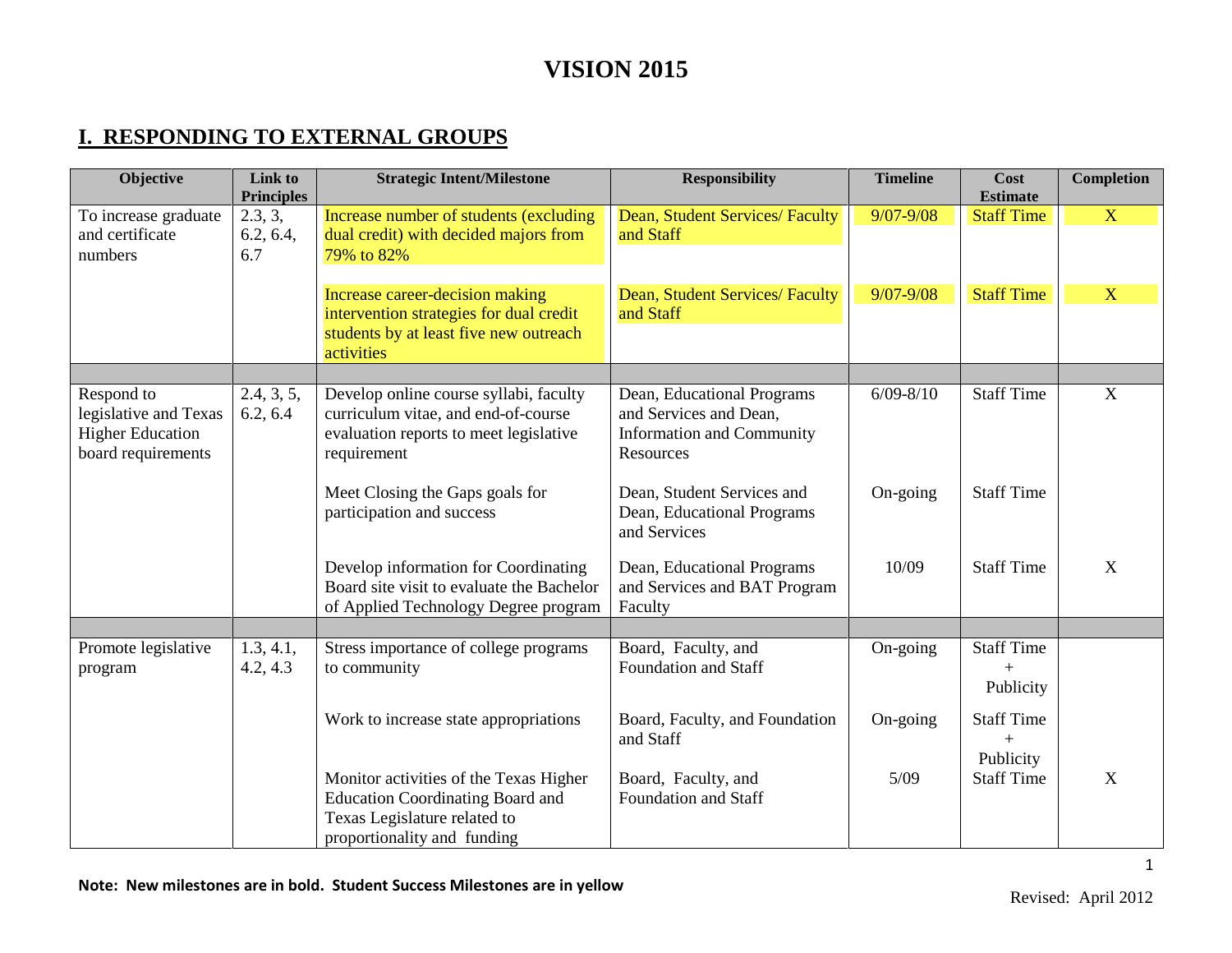# VISION 2015

## I. RESPONDING TO EXTERNAL GROUPS

| Objective | Link to Principles | Strategic Intent/Milestone | Responsibility | Timeline | Cost Estimate | Completion |
|---|---|---|---|---|---|---|
| To increase graduate and certificate numbers | 2.3, 3, 6.2, 6.4, 6.7 | Increase number of students (excluding dual credit) with decided majors from 79% to 82% | Dean, Student Services/ Faculty and Staff | 9/07-9/08 | Staff Time | X |
| | | Increase career-decision making intervention strategies for dual credit students by at least five new outreach activities | Dean, Student Services/ Faculty and Staff | 9/07-9/08 | Staff Time | X |
| | | | | | | |
| Respond to legislative and Texas Higher Education board requirements | 2.4, 3, 5, 6.2, 6.4 | Develop online course syllabi, faculty curriculum vitae, and end-of-course evaluation reports to meet legislative requirement | Dean, Educational Programs and Services and Dean, Information and Community Resources | 6/09-8/10 | Staff Time | X |
| | | Meet Closing the Gaps goals for participation and success | Dean, Student Services and Dean, Educational Programs and Services | On-going | Staff Time | |
| | | Develop information for Coordinating Board site visit to evaluate the Bachelor of Applied Technology Degree program | Dean, Educational Programs and Services and BAT Program Faculty | 10/09 | Staff Time | X |
| | | | | | | |
| Promote legislative program | 1.3, 4.1, 4.2, 4.3 | Stress importance of college programs to community | Board, Faculty, and Foundation and Staff | On-going | Staff Time + Publicity | |
| | | Work to increase state appropriations | Board, Faculty, and Foundation and Staff | On-going | Staff Time + Publicity | |
| | | Monitor activities of the Texas Higher Education Coordinating Board and Texas Legislature related to proportionality and funding | Board, Faculty, and Foundation and Staff | 5/09 | Staff Time | X |

**Note: New milestones are in bold. Student Success Milestones are in yellow**

Revised: April 2012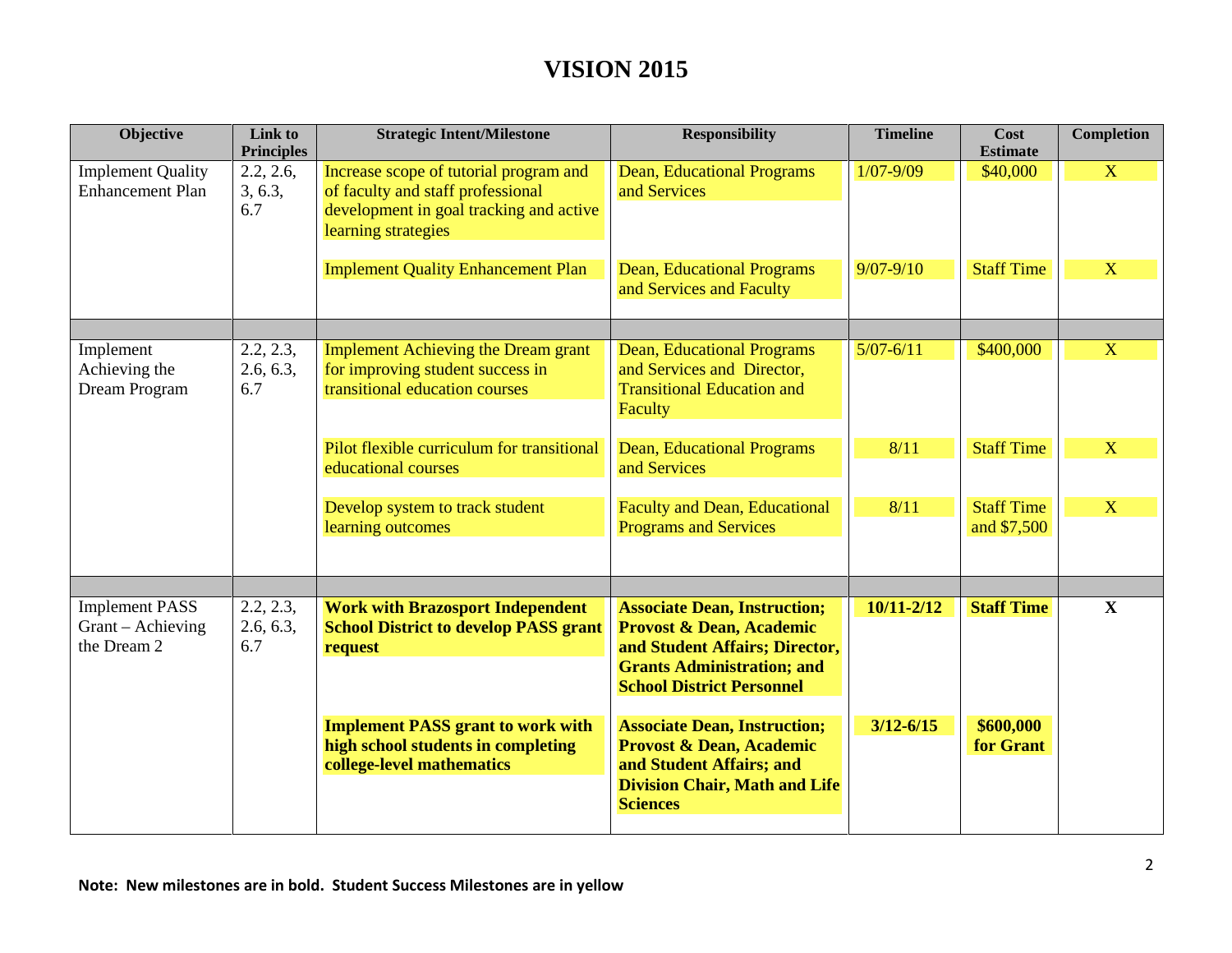# VISION 2015

| Objective | Link to Principles | Strategic Intent/Milestone | Responsibility | Timeline | Cost Estimate | Completion |
|---|---|---|---|---|---|---|
| Implement Quality Enhancement Plan | 2.2, 2.6, 3, 6.3, 6.7 | Increase scope of tutorial program and of faculty and staff professional development in goal tracking and active learning strategies | Dean, Educational Programs and Services | 1/07-9/09 | $40,000 | X |
| | | Implement Quality Enhancement Plan | Dean, Educational Programs and Services and Faculty | 9/07-9/10 | Staff Time | X |
| | | | | | | |
| Implement Achieving the Dream Program | 2.2, 2.3, 2.6, 6.3, 6.7 | Implement Achieving the Dream grant for improving student success in transitional education courses | Dean, Educational Programs and Services and Director, Transitional Education and Faculty | 5/07-6/11 | $400,000 | X |
| | | Pilot flexible curriculum for transitional educational courses | Dean, Educational Programs and Services | 8/11 | Staff Time | X |
| | | Develop system to track student learning outcomes | Faculty and Dean, Educational Programs and Services | 8/11 | Staff Time and $7,500 | X |
| | | | | | | |
| Implement PASS Grant – Achieving the Dream 2 | 2.2, 2.3, 2.6, 6.3, 6.7 | **Work with Brazosport Independent School District to develop PASS grant request** | **Associate Dean, Instruction; Provost & Dean, Academic and Student Affairs; Director, Grants Administration; and School District Personnel** | **10/11-2/12** | **Staff Time** | **X** |
| | | **Implement PASS grant to work with high school students in completing college-level mathematics** | **Associate Dean, Instruction; Provost & Dean, Academic and Student Affairs; and Division Chair, Math and Life Sciences** | **3/12-6/15** | **$600,000 for Grant** | |

**Note: New milestones are in bold. Student Success Milestones are in yellow**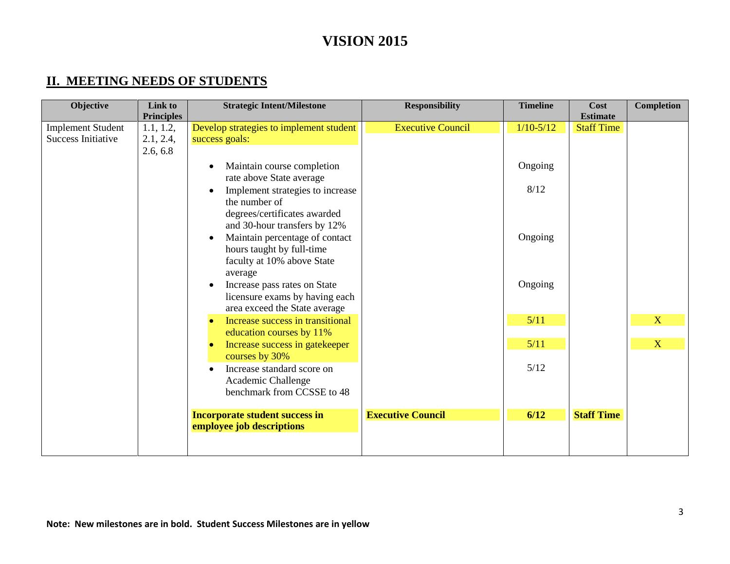# VISION 2015

## II. MEETING NEEDS OF STUDENTS

| Objective | Link to Principles | Strategic Intent/Milestone | Responsibility | Timeline | Cost Estimate | Completion |
|---|---|---|---|---|---|---|
| Implement Student Success Initiative | 1.1, 1.2, 2.1, 2.4, 2.6, 6.8 | Develop strategies to implement student success goals: | Executive Council | 1/10-5/12 | Staff Time | |
| | | • Maintain course completion rate above State average | | Ongoing | | |
| | | • Implement strategies to increase the number of degrees/certificates awarded and 30-hour transfers by 12% | | 8/12 | | |
| | | • Maintain percentage of contact hours taught by full-time faculty at 10% above State average | | Ongoing | | |
| | | • Increase pass rates on State licensure exams by having each area exceed the State average | | Ongoing | | |
| | | • Increase success in transitional education courses by 11% | | 5/11 | | X |
| | | • Increase success in gatekeeper courses by 30% | | 5/11 | | X |
| | | • Increase standard score on Academic Challenge benchmark from CCSSE to 48 | | 5/12 | | |
| | | **Incorporate student success in employee job descriptions** | **Executive Council** | **6/12** | **Staff Time** | |

**Note: New milestones are in bold. Student Success Milestones are in yellow**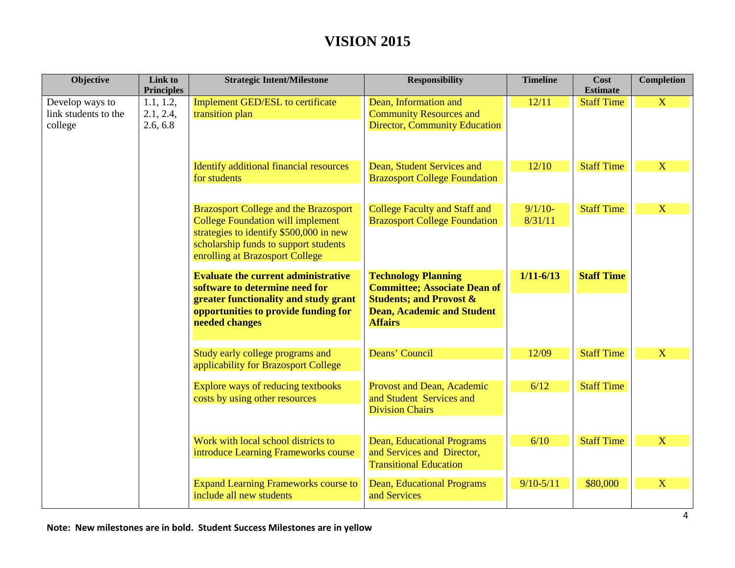# VISION 2015

| Objective | Link to Principles | Strategic Intent/Milestone | Responsibility | Timeline | Cost Estimate | Completion |
|---|---|---|---|---|---|---|
| Develop ways to link students to the college | 1.1, 1.2, 2.1, 2.4, 2.6, 6.8 | Implement GED/ESL to certificate transition plan | Dean, Information and Community Resources and Director, Community Education | 12/11 | Staff Time | X |
| | | Identify additional financial resources for students | Dean, Student Services and Brazosport College Foundation | 12/10 | Staff Time | X |
| | | Brazosport College and the Brazosport College Foundation will implement strategies to identify $500,000 in new scholarship funds to support students enrolling at Brazosport College | College Faculty and Staff and Brazosport College Foundation | 9/1/10-8/31/11 | Staff Time | X |
| | | **Evaluate the current administrative software to determine need for greater functionality and study grant opportunities to provide funding for needed changes** | **Technology Planning Committee; Associate Dean of Students; and Provost & Dean, Academic and Student Affairs** | **1/11-6/13** | **Staff Time** | |
| | | Study early college programs and applicability for Brazosport College | Deans' Council | 12/09 | Staff Time | X |
| | | Explore ways of reducing textbooks costs by using other resources | Provost and Dean, Academic and Student Services and Division Chairs | 6/12 | Staff Time | |
| | | Work with local school districts to introduce Learning Frameworks course | Dean, Educational Programs and Services and Director, Transitional Education | 6/10 | Staff Time | X |
| | | Expand Learning Frameworks course to include all new students | Dean, Educational Programs and Services | 9/10-5/11 | $80,000 | X |

**Note: New milestones are in bold. Student Success Milestones are in yellow**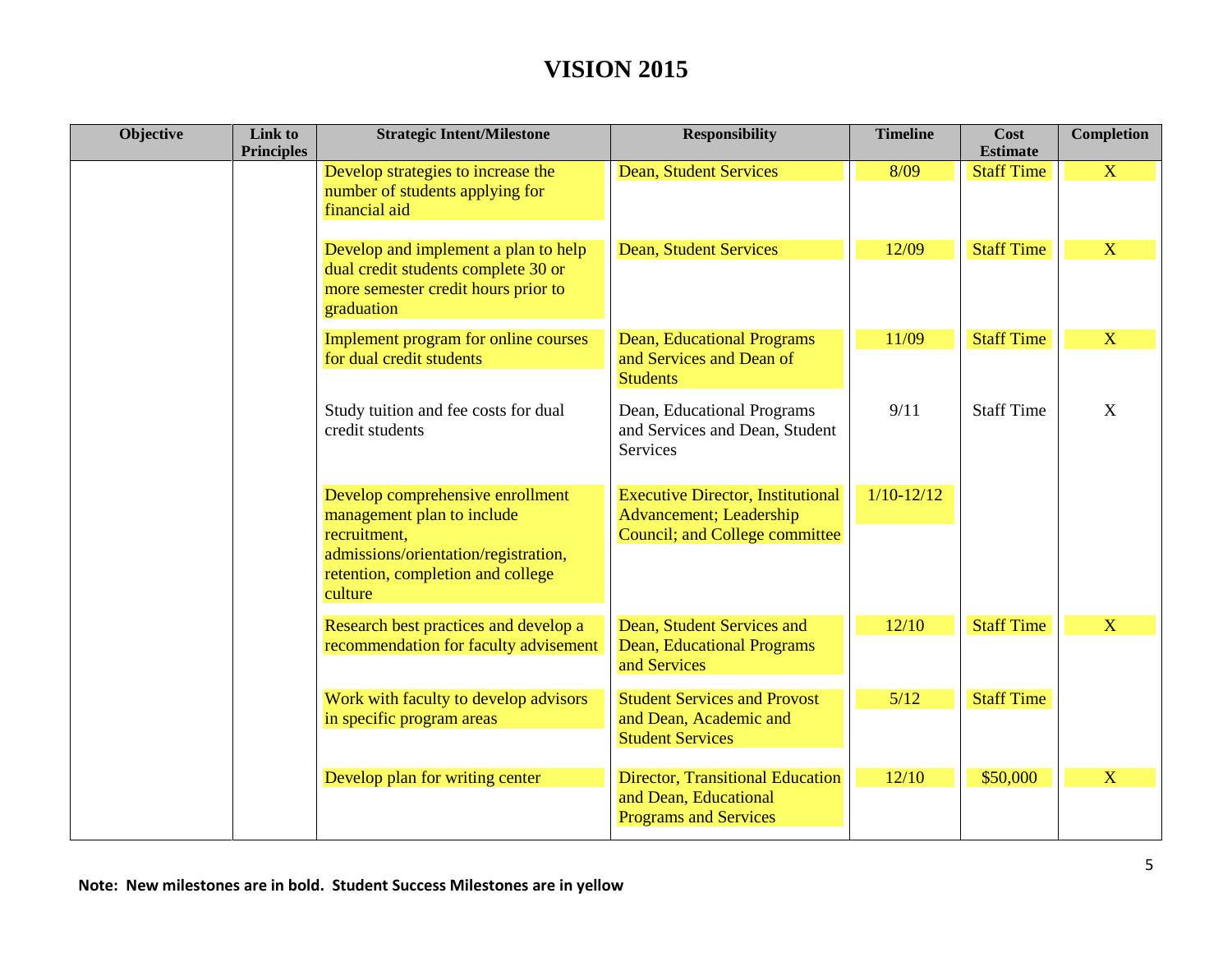# VISION 2015

| Objective | Link to Principles | Strategic Intent/Milestone | Responsibility | Timeline | Cost Estimate | Completion |
|---|---|---|---|---|---|---|
| | | Develop strategies to increase the number of students applying for financial aid | Dean, Student Services | 8/09 | Staff Time | X |
| | | Develop and implement a plan to help dual credit students complete 30 or more semester credit hours prior to graduation | Dean, Student Services | 12/09 | Staff Time | X |
| | | Implement program for online courses for dual credit students | Dean, Educational Programs and Services and Dean of Students | 11/09 | Staff Time | X |
| | | Study tuition and fee costs for dual credit students | Dean, Educational Programs and Services and Dean, Student Services | 9/11 | Staff Time | X |
| | | Develop comprehensive enrollment management plan to include recruitment, admissions/orientation/registration, retention, completion and college culture | Executive Director, Institutional Advancement; Leadership Council; and College committee | 1/10-12/12 | | |
| | | Research best practices and develop a recommendation for faculty advisement | Dean, Student Services and Dean, Educational Programs and Services | 12/10 | Staff Time | X |
| | | Work with faculty to develop advisors in specific program areas | Student Services and Provost and Dean, Academic and Student Services | 5/12 | Staff Time | |
| | | Develop plan for writing center | Director, Transitional Education and Dean, Educational Programs and Services | 12/10 | $50,000 | X |

**Note: New milestones are in bold. Student Success Milestones are in yellow**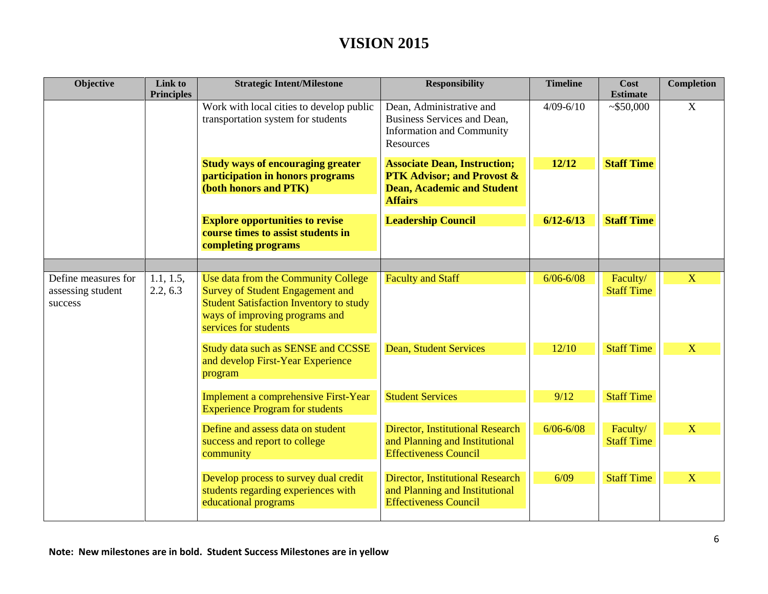# VISION 2015

| Objective | Link to Principles | Strategic Intent/Milestone | Responsibility | Timeline | Cost Estimate | Completion |
|---|---|---|---|---|---|---|
| | | Work with local cities to develop public transportation system for students | Dean, Administrative and Business Services and Dean, Information and Community Resources | 4/09-6/10 | ~$50,000 | X |
| | | **Study ways of encouraging greater participation in honors programs (both honors and PTK)** | **Associate Dean, Instruction; PTK Advisor; and Provost & Dean, Academic and Student Affairs** | **12/12** | **Staff Time** | |
| | | **Explore opportunities to revise course times to assist students in completing programs** | **Leadership Council** | **6/12-6/13** | **Staff Time** | |
| | | | | | | |
| Define measures for assessing student success | 1.1, 1.5, 2.2, 6.3 | Use data from the Community College Survey of Student Engagement and Student Satisfaction Inventory to study ways of improving programs and services for students | Faculty and Staff | 6/06-6/08 | Faculty/ Staff Time | X |
| | | Study data such as SENSE and CCSSE and develop First-Year Experience program | Dean, Student Services | 12/10 | Staff Time | X |
| | | Implement a comprehensive First-Year Experience Program for students | Student Services | 9/12 | Staff Time | |
| | | Define and assess data on student success and report to college community | Director, Institutional Research and Planning and Institutional Effectiveness Council | 6/06-6/08 | Faculty/ Staff Time | X |
| | | Develop process to survey dual credit students regarding experiences with educational programs | Director, Institutional Research and Planning and Institutional Effectiveness Council | 6/09 | Staff Time | X |

**Note: New milestones are in bold. Student Success Milestones are in yellow**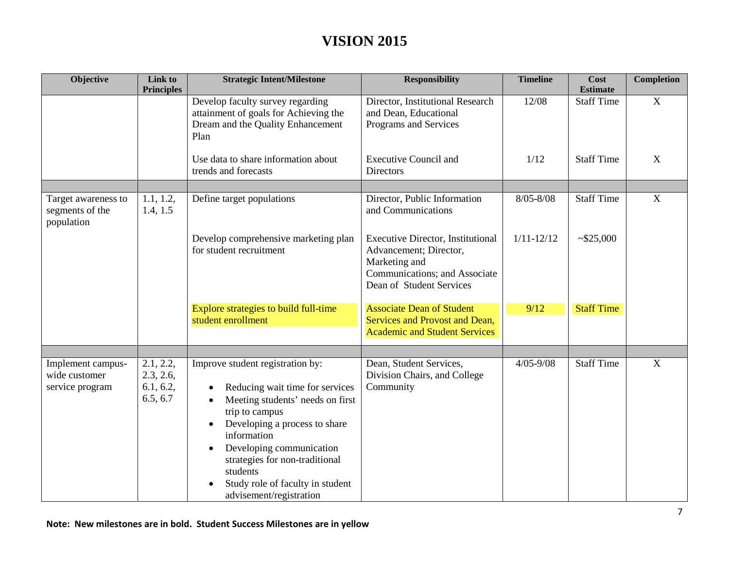# VISION 2015

| Objective | Link to Principles | Strategic Intent/Milestone | Responsibility | Timeline | Cost Estimate | Completion |
|---|---|---|---|---|---|---|
| | | Develop faculty survey regarding attainment of goals for Achieving the Dream and the Quality Enhancement Plan | Director, Institutional Research and Dean, Educational Programs and Services | 12/08 | Staff Time | X |
| | | Use data to share information about trends and forecasts | Executive Council and Directors | 1/12 | Staff Time | X |
| | | | | | | |
| Target awareness to segments of the population | 1.1, 1.2, 1.4, 1.5 | Define target populations | Director, Public Information and Communications | 8/05-8/08 | Staff Time | X |
| | | Develop comprehensive marketing plan for student recruitment | Executive Director, Institutional Advancement; Director, Marketing and Communications; and Associate Dean of Student Services | 1/11-12/12 | ~$25,000 | |
| | | Explore strategies to build full-time student enrollment | Associate Dean of Student Services and Provost and Dean, Academic and Student Services | 9/12 | Staff Time | |
| | | | | | | |
| Implement campus-wide customer service program | 2.1, 2.2, 2.3, 2.6, 6.1, 6.2, 6.5, 6.7 | Improve student registration by:<br>• Reducing wait time for services<br>• Meeting students' needs on first trip to campus<br>• Developing a process to share information<br>• Developing communication strategies for non-traditional students<br>• Study role of faculty in student advisement/registration | Dean, Student Services, Division Chairs, and College Community | 4/05-9/08 | Staff Time | X |

**Note: New milestones are in bold. Student Success Milestones are in yellow**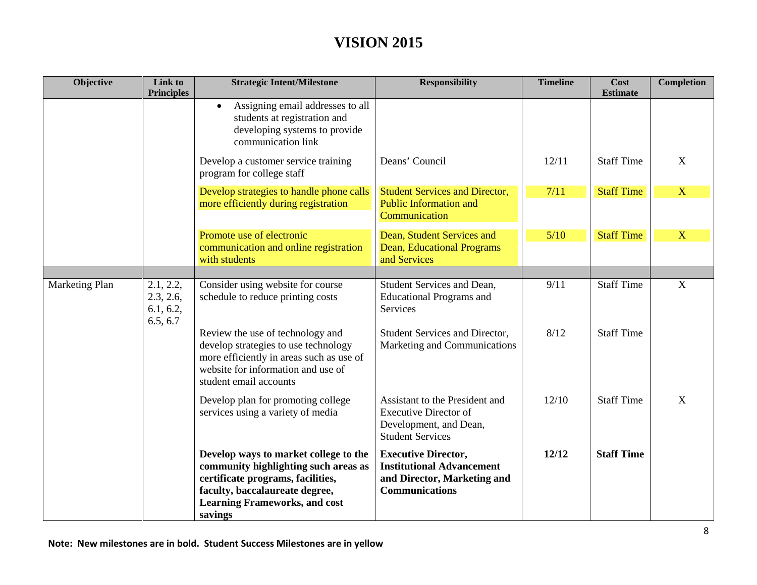# VISION 2015

| Objective | Link to Principles | Strategic Intent/Milestone | Responsibility | Timeline | Cost Estimate | Completion |
|---|---|---|---|---|---|---|
| | | • Assigning email addresses to all students at registration and developing systems to provide communication link | | | | |
| | | Develop a customer service training program for college staff | Deans' Council | 12/11 | Staff Time | X |
| | | Develop strategies to handle phone calls more efficiently during registration | Student Services and Director, Public Information and Communication | 7/11 | Staff Time | X |
| | | Promote use of electronic communication and online registration with students | Dean, Student Services and Dean, Educational Programs and Services | 5/10 | Staff Time | X |
| | | | | | | |
| Marketing Plan | 2.1, 2.2, 2.3, 2.6, 6.1, 6.2, 6.5, 6.7 | Consider using website for course schedule to reduce printing costs | Student Services and Dean, Educational Programs and Services | 9/11 | Staff Time | X |
| | | Review the use of technology and develop strategies to use technology more efficiently in areas such as use of website for information and use of student email accounts | Student Services and Director, Marketing and Communications | 8/12 | Staff Time | |
| | | Develop plan for promoting college services using a variety of media | Assistant to the President and Executive Director of Development, and Dean, Student Services | 12/10 | Staff Time | X |
| | | **Develop ways to market college to the community highlighting such areas as certificate programs, facilities, faculty, baccalaureate degree, Learning Frameworks, and cost savings** | **Executive Director, Institutional Advancement and Director, Marketing and Communications** | **12/12** | **Staff Time** | |

**Note: New milestones are in bold. Student Success Milestones are in yellow**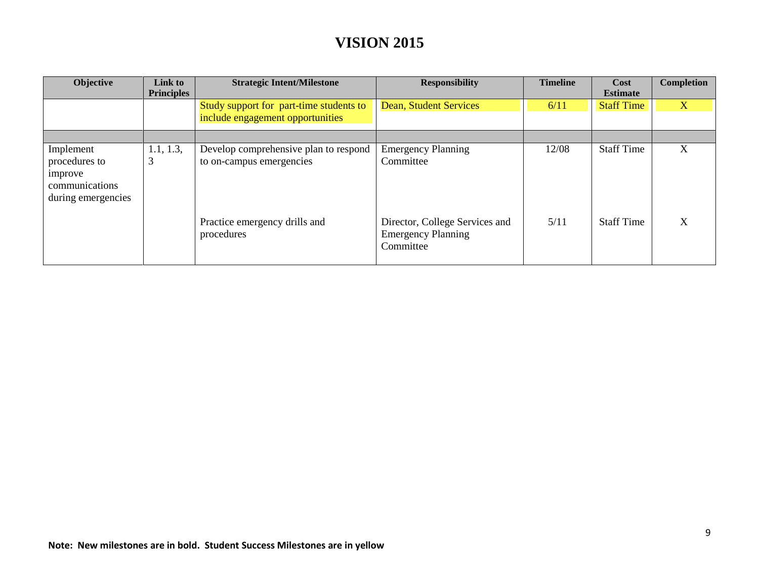# VISION 2015

| Objective | Link to Principles | Strategic Intent/Milestone | Responsibility | Timeline | Cost Estimate | Completion |
|---|---|---|---|---|---|---|
| | | Study support for part-time students to include engagement opportunities | Dean, Student Services | 6/11 | Staff Time | X |
| | | | | | | |
| Implement procedures to improve communications during emergencies | 1.1, 1.3, 3 | Develop comprehensive plan to respond to on-campus emergencies | Emergency Planning Committee | 12/08 | Staff Time | X |
| | | Practice emergency drills and procedures | Director, College Services and Emergency Planning Committee | 5/11 | Staff Time | X |

**Note: New milestones are in bold. Student Success Milestones are in yellow**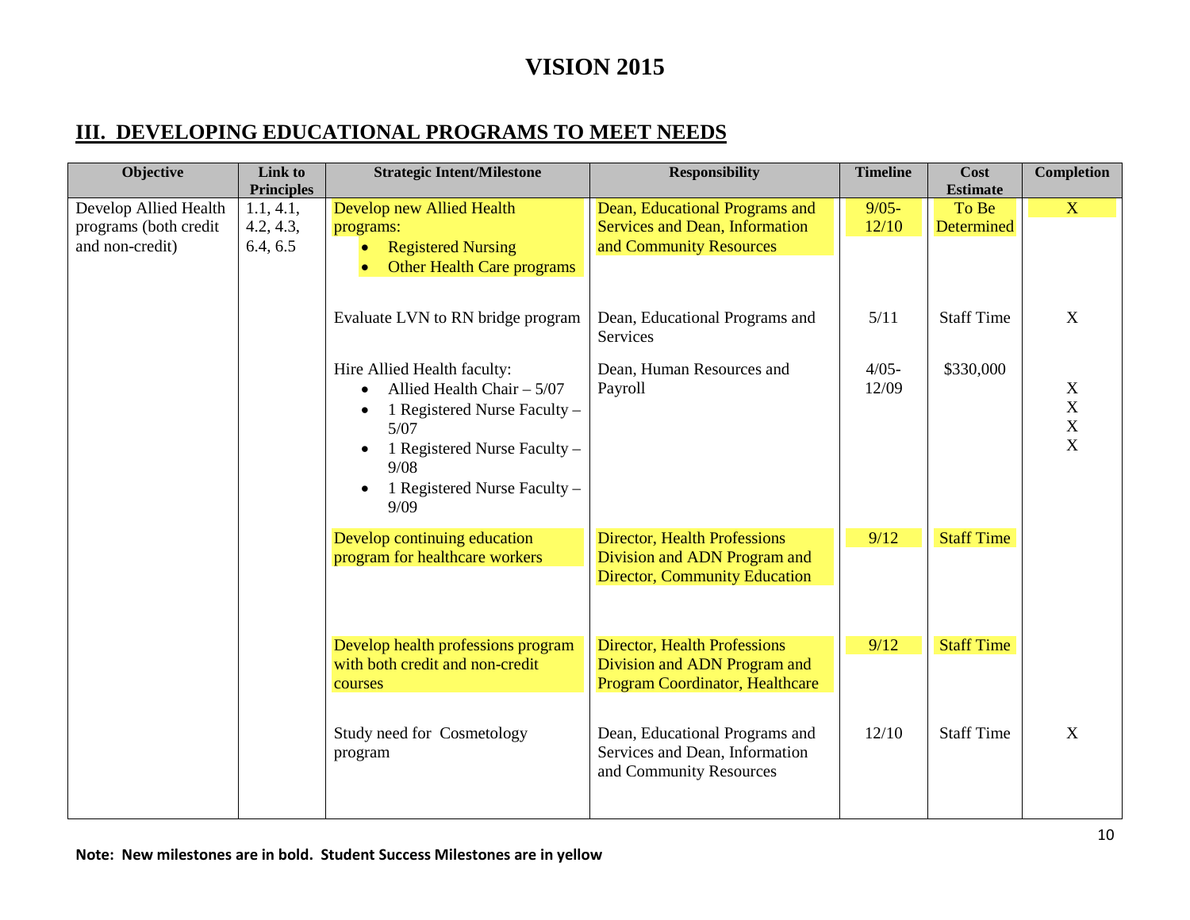# VISION 2015

## III. DEVELOPING EDUCATIONAL PROGRAMS TO MEET NEEDS

| Objective | Link to Principles | Strategic Intent/Milestone | Responsibility | Timeline | Cost Estimate | Completion |
|---|---|---|---|---|---|---|
| Develop Allied Health programs (both credit and non-credit) | 1.1, 4.1, 4.2, 4.3, 6.4, 6.5 | Develop new Allied Health programs:<br>• Registered Nursing<br>• Other Health Care programs | Dean, Educational Programs and Services and Dean, Information and Community Resources | 9/05-12/10 | To Be Determined | X |
| | | Evaluate LVN to RN bridge program | Dean, Educational Programs and Services | 5/11 | Staff Time | X |
| | | Hire Allied Health faculty:<br>• Allied Health Chair – 5/07<br>• 1 Registered Nurse Faculty – 5/07<br>• 1 Registered Nurse Faculty – 9/08<br>• 1 Registered Nurse Faculty – 9/09 | Dean, Human Resources and Payroll | 4/05-12/09 | $330,000 | X<br>X<br>X<br>X |
| | | Develop continuing education program for healthcare workers | Director, Health Professions Division and ADN Program and Director, Community Education | 9/12 | Staff Time | |
| | | Develop health professions program with both credit and non-credit courses | Director, Health Professions Division and ADN Program and Program Coordinator, Healthcare | 9/12 | Staff Time | |
| | | Study need for Cosmetology program | Dean, Educational Programs and Services and Dean, Information and Community Resources | 12/10 | Staff Time | X |

**Note: New milestones are in bold. Student Success Milestones are in yellow**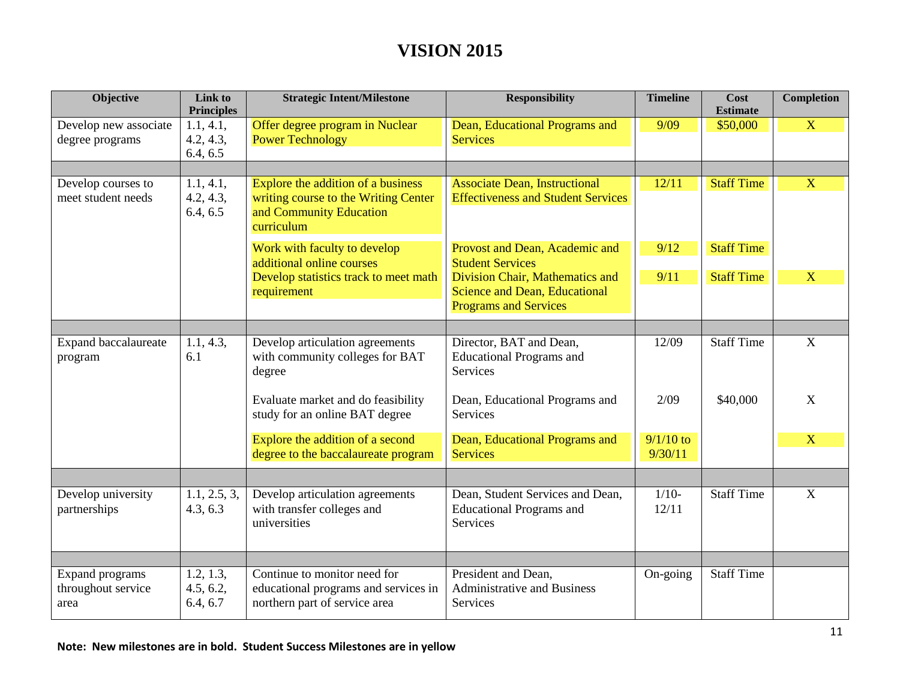# VISION 2015

| Objective | Link to Principles | Strategic Intent/Milestone | Responsibility | Timeline | Cost Estimate | Completion |
|---|---|---|---|---|---|---|
| Develop new associate degree programs | 1.1, 4.1, 4.2, 4.3, 6.4, 6.5 | Offer degree program in Nuclear Power Technology | Dean, Educational Programs and Services | 9/09 | $50,000 | X |
| | | | | | | |
| Develop courses to meet student needs | 1.1, 4.1, 4.2, 4.3, 6.4, 6.5 | Explore the addition of a business writing course to the Writing Center and Community Education curriculum | Associate Dean, Instructional Effectiveness and Student Services | 12/11 | Staff Time | X |
| | | Work with faculty to develop additional online courses | Provost and Dean, Academic and Student Services | 9/12 | Staff Time | |
| | | Develop statistics track to meet math requirement | Division Chair, Mathematics and Science and Dean, Educational Programs and Services | 9/11 | Staff Time | X |
| | | | | | | |
| Expand baccalaureate program | 1.1, 4.3, 6.1 | Develop articulation agreements with community colleges for BAT degree | Director, BAT and Dean, Educational Programs and Services | 12/09 | Staff Time | X |
| | | Evaluate market and do feasibility study for an online BAT degree | Dean, Educational Programs and Services | 2/09 | $40,000 | X |
| | | Explore the addition of a second degree to the baccalaureate program | Dean, Educational Programs and Services | 9/1/10 to 9/30/11 | | X |
| | | | | | | |
| Develop university partnerships | 1.1, 2.5, 3, 4.3, 6.3 | Develop articulation agreements with transfer colleges and universities | Dean, Student Services and Dean, Educational Programs and Services | 1/10-12/11 | Staff Time | X |
| | | | | | | |
| Expand programs throughout service area | 1.2, 1.3, 4.5, 6.2, 6.4, 6.7 | Continue to monitor need for educational programs and services in northern part of service area | President and Dean, Administrative and Business Services | On-going | Staff Time | |

**Note: New milestones are in bold. Student Success Milestones are in yellow**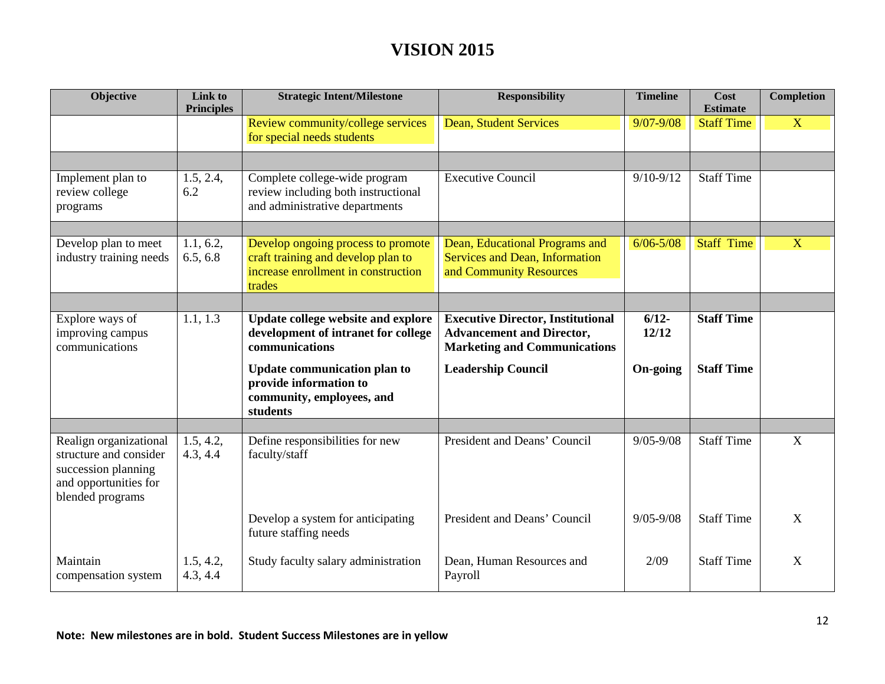# VISION 2015

| Objective | Link to Principles | Strategic Intent/Milestone | Responsibility | Timeline | Cost Estimate | Completion |
|---|---|---|---|---|---|---|
| | | Review community/college services for special needs students | Dean, Student Services | 9/07-9/08 | Staff Time | X |
| | | | | | | |
| Implement plan to review college programs | 1.5, 2.4, 6.2 | Complete college-wide program review including both instructional and administrative departments | Executive Council | 9/10-9/12 | Staff Time | |
| | | | | | | |
| Develop plan to meet industry training needs | 1.1, 6.2, 6.5, 6.8 | Develop ongoing process to promote craft training and develop plan to increase enrollment in construction trades | Dean, Educational Programs and Services and Dean, Information and Community Resources | 6/06-5/08 | Staff Time | X |
| | | | | | | |
| Explore ways of improving campus communications | 1.1, 1.3 | **Update college website and explore development of intranet for college communications** | **Executive Director, Institutional Advancement and Director, Marketing and Communications** | **6/12-12/12** | **Staff Time** | |
| | | **Update communication plan to provide information to community, employees, and students** | **Leadership Council** | **On-going** | **Staff Time** | |
| | | | | | | |
| Realign organizational structure and consider succession planning and opportunities for blended programs | 1.5, 4.2, 4.3, 4.4 | Define responsibilities for new faculty/staff | President and Deans' Council | 9/05-9/08 | Staff Time | X |
| | | Develop a system for anticipating future staffing needs | President and Deans' Council | 9/05-9/08 | Staff Time | X |
| Maintain compensation system | 1.5, 4.2, 4.3, 4.4 | Study faculty salary administration | Dean, Human Resources and Payroll | 2/09 | Staff Time | X |

**Note: New milestones are in bold. Student Success Milestones are in yellow**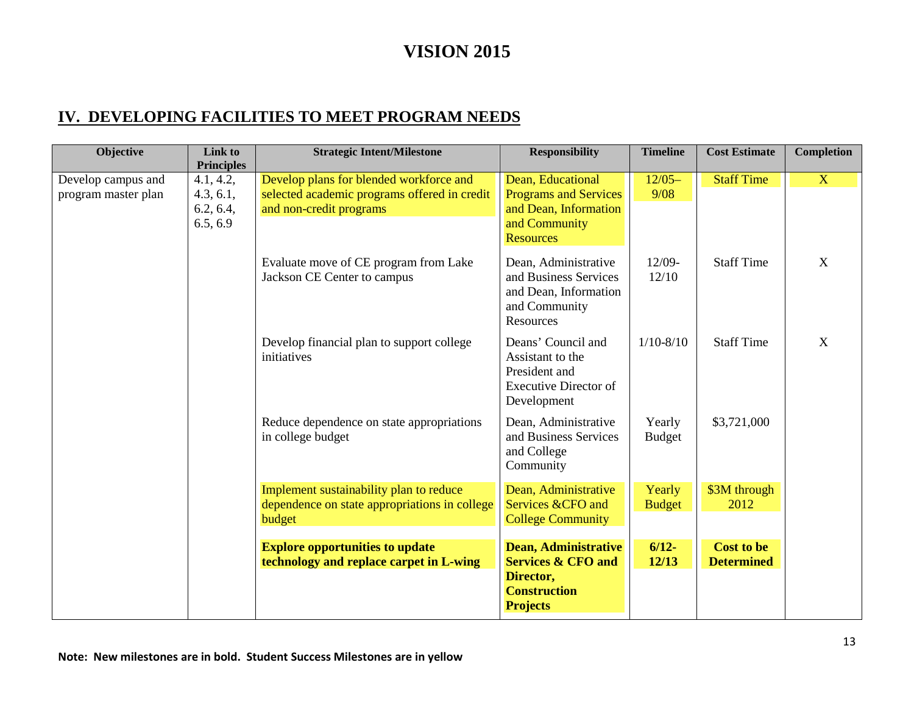# VISION 2015

## IV. DEVELOPING FACILITIES TO MEET PROGRAM NEEDS

| Objective | Link to Principles | Strategic Intent/Milestone | Responsibility | Timeline | Cost Estimate | Completion |
|---|---|---|---|---|---|---|
| Develop campus and program master plan | 4.1, 4.2, 4.3, 6.1, 6.2, 6.4, 6.5, 6.9 | Develop plans for blended workforce and selected academic programs offered in credit and non-credit programs | Dean, Educational Programs and Services and Dean, Information and Community Resources | 12/05–9/08 | Staff Time | X |
| | | Evaluate move of CE program from Lake Jackson CE Center to campus | Dean, Administrative and Business Services and Dean, Information and Community Resources | 12/09-12/10 | Staff Time | X |
| | | Develop financial plan to support college initiatives | Deans' Council and Assistant to the President and Executive Director of Development | 1/10-8/10 | Staff Time | X |
| | | Reduce dependence on state appropriations in college budget | Dean, Administrative and Business Services and College Community | Yearly Budget | $3,721,000 | |
| | | Implement sustainability plan to reduce dependence on state appropriations in college budget | Dean, Administrative Services &CFO and College Community | Yearly Budget | $3M through 2012 | |
| | | **Explore opportunities to update technology and replace carpet in L-wing** | **Dean, Administrative Services & CFO and Director, Construction Projects** | **6/12-12/13** | **Cost to be Determined** | |

**Note: New milestones are in bold. Student Success Milestones are in yellow**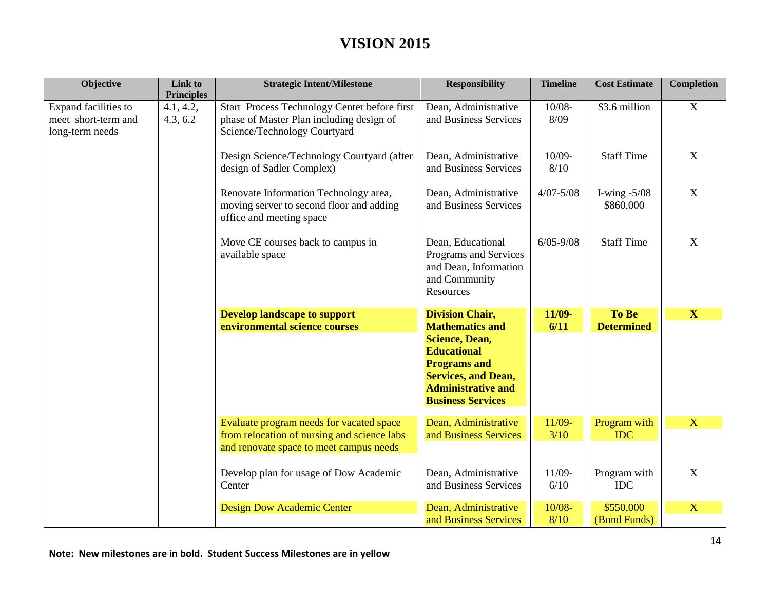# VISION 2015

| Objective | Link to Principles | Strategic Intent/Milestone | Responsibility | Timeline | Cost Estimate | Completion |
|---|---|---|---|---|---|---|
| Expand facilities to meet short-term and long-term needs | 4.1, 4.2, 4.3, 6.2 | Start Process Technology Center before first phase of Master Plan including design of Science/Technology Courtyard | Dean, Administrative and Business Services | 10/08-8/09 | $3.6 million | X |
| | | Design Science/Technology Courtyard (after design of Sadler Complex) | Dean, Administrative and Business Services | 10/09-8/10 | Staff Time | X |
| | | Renovate Information Technology area, moving server to second floor and adding office and meeting space | Dean, Administrative and Business Services | 4/07-5/08 | I-wing -5/08 $860,000 | X |
| | | Move CE courses back to campus in available space | Dean, Educational Programs and Services and Dean, Information and Community Resources | 6/05-9/08 | Staff Time | X |
| | | **Develop landscape to support environmental science courses** | **Division Chair, Mathematics and Science, Dean, Educational Programs and Services, and Dean, Administrative and Business Services** | **11/09-6/11** | **To Be Determined** | **X** |
| | | Evaluate program needs for vacated space from relocation of nursing and science labs and renovate space to meet campus needs | Dean, Administrative and Business Services | 11/09-3/10 | Program with IDC | X |
| | | Develop plan for usage of Dow Academic Center | Dean, Administrative and Business Services | 11/09-6/10 | Program with IDC | X |
| | | Design Dow Academic Center | Dean, Administrative and Business Services | 10/08-8/10 | $550,000 (Bond Funds) | X |

**Note: New milestones are in bold. Student Success Milestones are in yellow**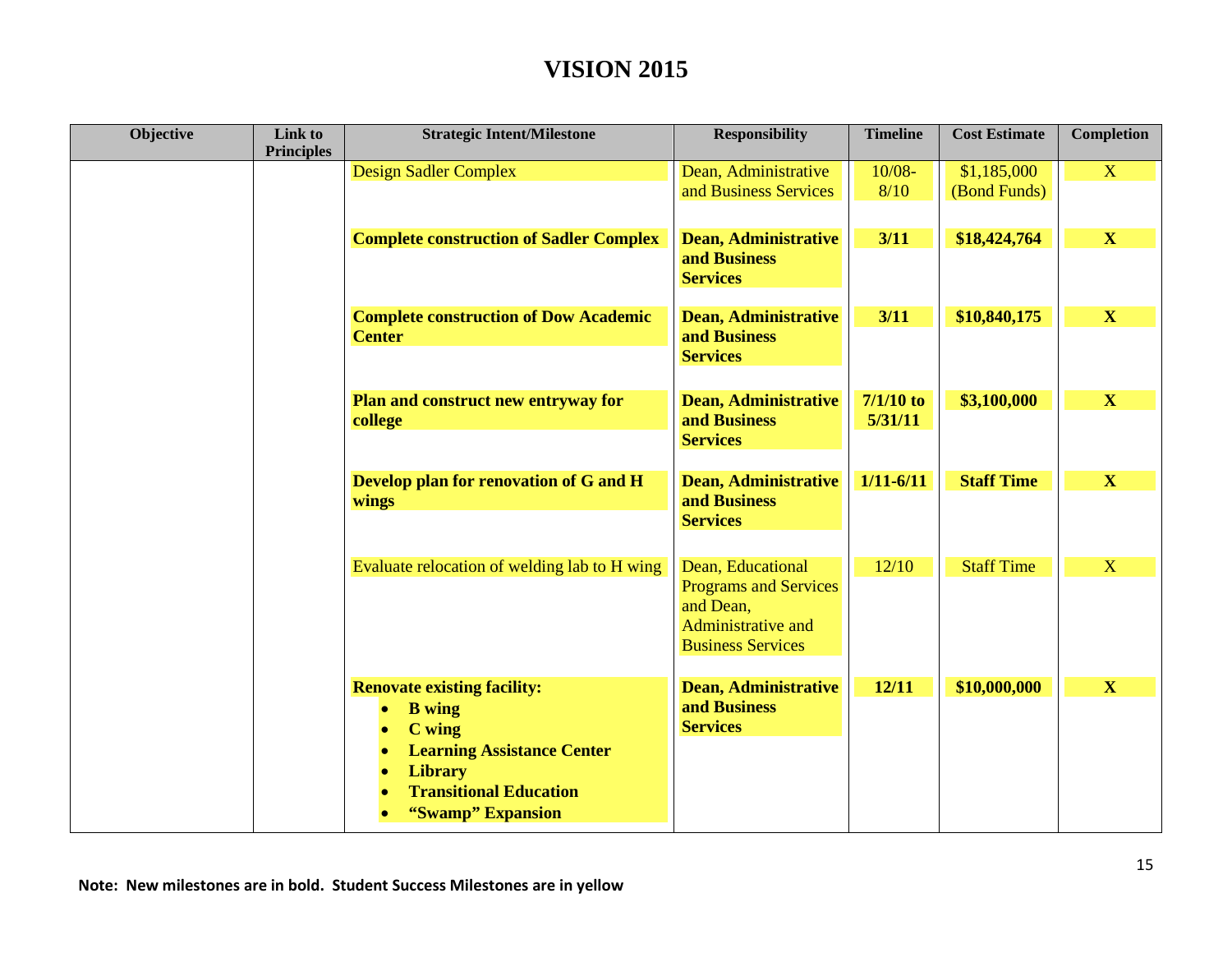# VISION 2015

| Objective | Link to Principles | Strategic Intent/Milestone | Responsibility | Timeline | Cost Estimate | Completion |
|---|---|---|---|---|---|---|
| | | Design Sadler Complex | Dean, Administrative and Business Services | 10/08-8/10 | $1,185,000 (Bond Funds) | X |
| | | **Complete construction of Sadler Complex** | **Dean, Administrative and Business Services** | **3/11** | **$18,424,764** | **X** |
| | | **Complete construction of Dow Academic Center** | **Dean, Administrative and Business Services** | **3/11** | **$10,840,175** | **X** |
| | | **Plan and construct new entryway for college** | **Dean, Administrative and Business Services** | **7/1/10 to 5/31/11** | **$3,100,000** | **X** |
| | | **Develop plan for renovation of G and H wings** | **Dean, Administrative and Business Services** | **1/11-6/11** | **Staff Time** | **X** |
| | | Evaluate relocation of welding lab to H wing | Dean, Educational Programs and Services and Dean, Administrative and Business Services | 12/10 | Staff Time | X |
| | | **Renovate existing facility:**<br>• **B wing**<br>• **C wing**<br>• **Learning Assistance Center**<br>• **Library**<br>• **Transitional Education**<br>• **"Swamp" Expansion** | **Dean, Administrative and Business Services** | **12/11** | **$10,000,000** | **X** |

**Note: New milestones are in bold. Student Success Milestones are in yellow**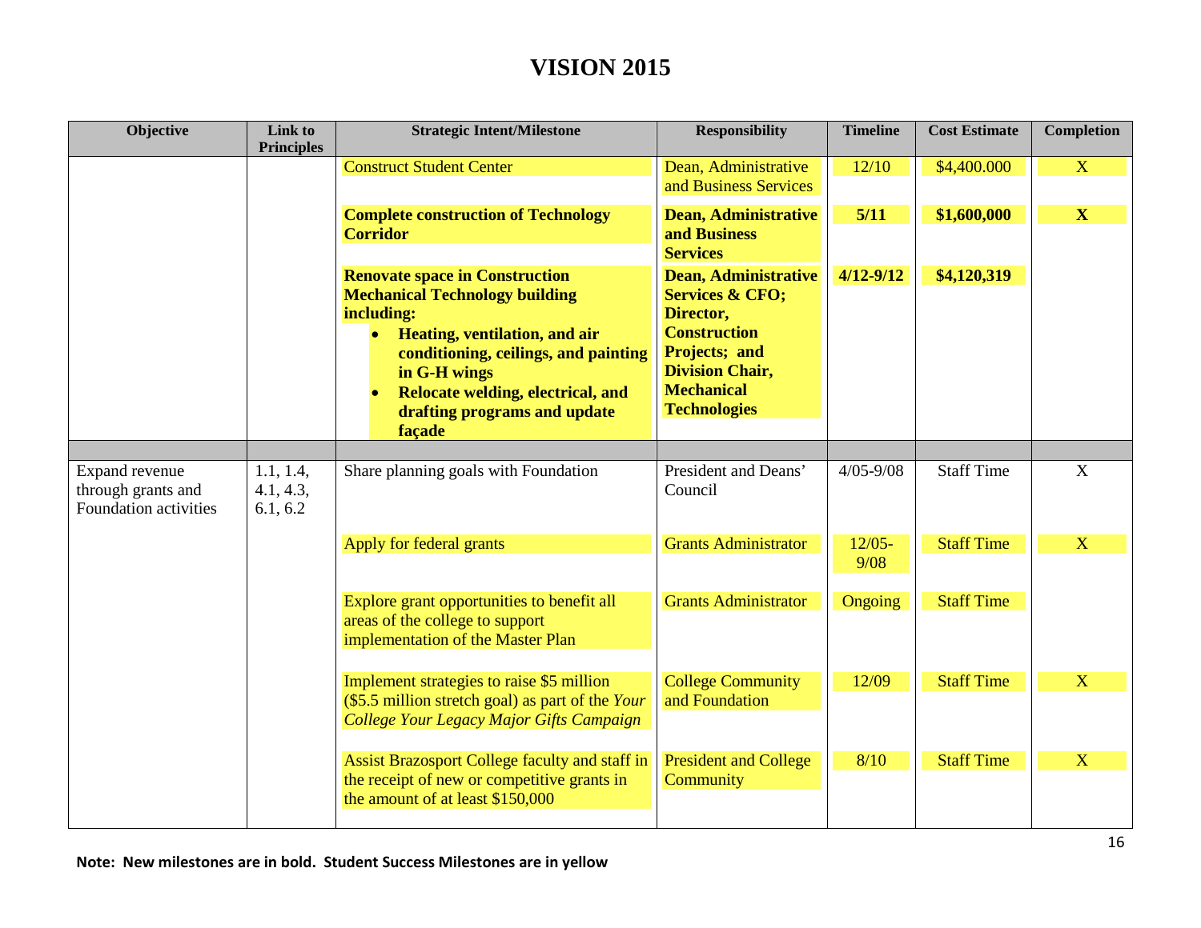# VISION 2015

| Objective | Link to Principles | Strategic Intent/Milestone | Responsibility | Timeline | Cost Estimate | Completion |
|---|---|---|---|---|---|---|
| | | Construct Student Center | Dean, Administrative and Business Services | 12/10 | $4,400.000 | X |
| | | **Complete construction of Technology Corridor** | **Dean, Administrative and Business Services** | **5/11** | **$1,600,000** | **X** |
| | | **Renovate space in Construction Mechanical Technology building including:** <br>• **Heating, ventilation, and air conditioning, ceilings, and painting in G-H wings** <br>• **Relocate welding, electrical, and drafting programs and update façade** | **Dean, Administrative Services & CFO; Director, Construction Projects; and Division Chair, Mechanical Technologies** | **4/12-9/12** | **$4,120,319** | |
| | | | | | | |
| Expand revenue through grants and Foundation activities | 1.1, 1.4, 4.1, 4.3, 6.1, 6.2 | Share planning goals with Foundation | President and Deans' Council | 4/05-9/08 | Staff Time | X |
| | | Apply for federal grants | Grants Administrator | 12/05-9/08 | Staff Time | X |
| | | Explore grant opportunities to benefit all areas of the college to support implementation of the Master Plan | Grants Administrator | Ongoing | Staff Time | |
| | | Implement strategies to raise $5 million ($5.5 million stretch goal) as part of the *Your College Your Legacy Major Gifts Campaign* | College Community and Foundation | 12/09 | Staff Time | X |
| | | Assist Brazosport College faculty and staff in the receipt of new or competitive grants in the amount of at least $150,000 | President and College Community | 8/10 | Staff Time | X |

**Note: New milestones are in bold. Student Success Milestones are in yellow**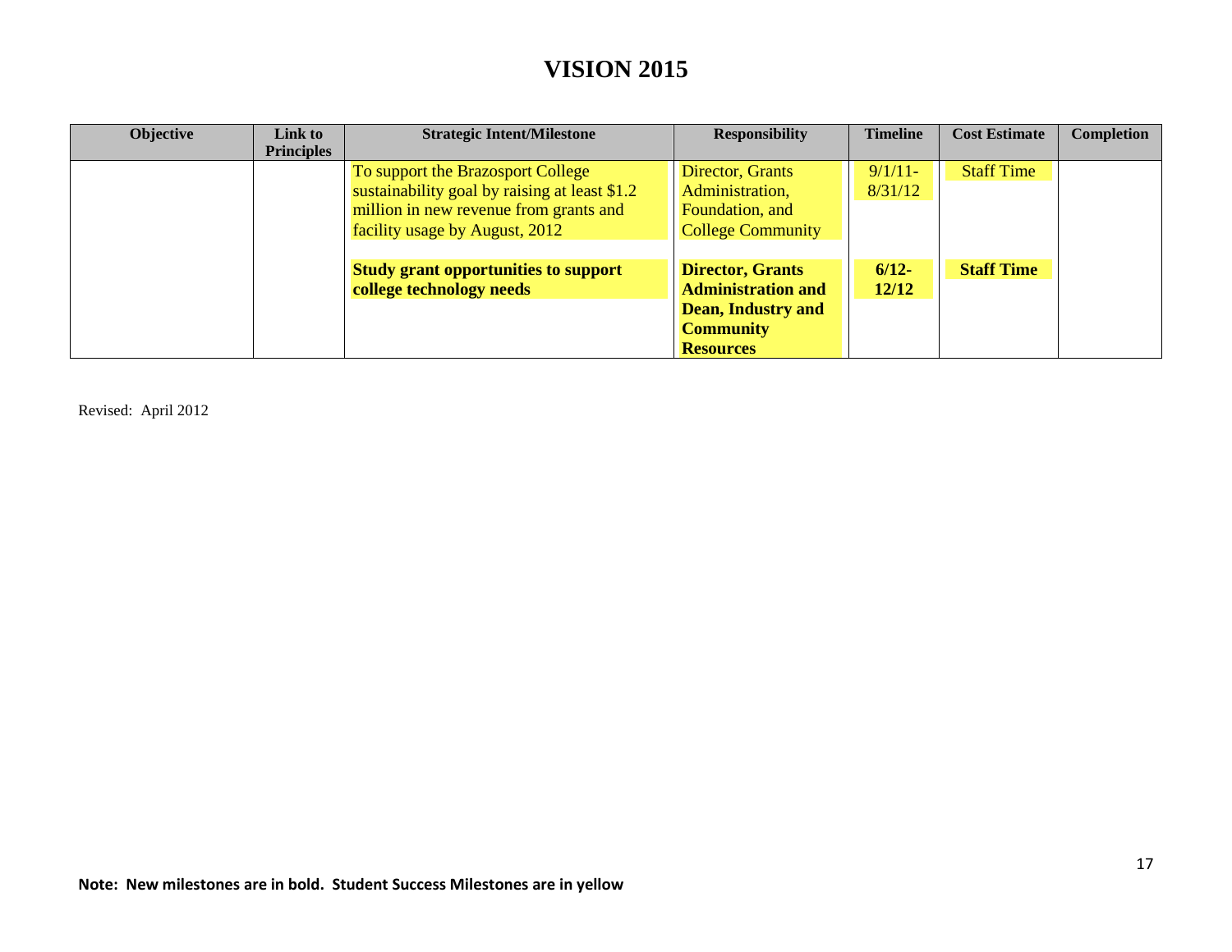# VISION 2015

| Objective | Link to Principles | Strategic Intent/Milestone | Responsibility | Timeline | Cost Estimate | Completion |
|---|---|---|---|---|---|---|
| | | To support the Brazosport College sustainability goal by raising at least $1.2 million in new revenue from grants and facility usage by August, 2012 | Director, Grants Administration, Foundation, and College Community | 9/1/11-8/31/12 | Staff Time | |
| | | **Study grant opportunities to support college technology needs** | **Director, Grants Administration and Dean, Industry and Community Resources** | **6/12-12/12** | **Staff Time** | |

Revised: April 2012

**Note: New milestones are in bold. Student Success Milestones are in yellow**